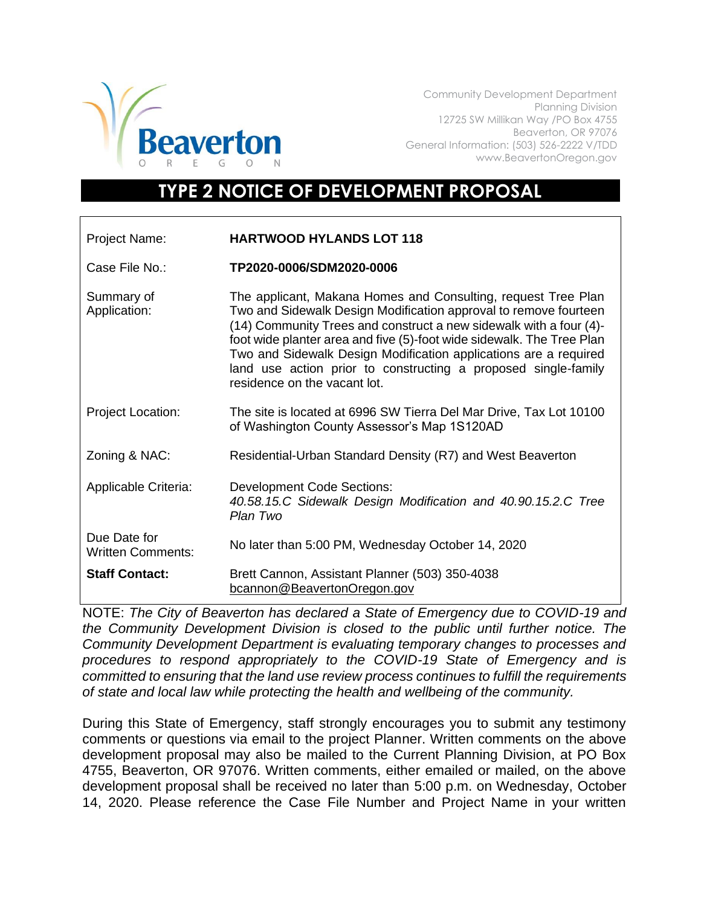Beaverton
OREGON

Community Development Department
Planning Division
12725 SW Millikan Way /PO Box 4755
Beaverton, OR 97076
General Information: (503) 526-2222 V/TDD
www.BeavertonOregon.gov

# TYPE 2 NOTICE OF DEVELOPMENT PROPOSAL

| | |
|---|---|
| Project Name: | **HARTWOOD HYLANDS LOT 118** |
| Case File No.: | **TP2020-0006/SDM2020-0006** |
| Summary of Application: | The applicant, Makana Homes and Consulting, request Tree Plan Two and Sidewalk Design Modification approval to remove fourteen (14) Community Trees and construct a new sidewalk with a four (4)-foot wide planter area and five (5)-foot wide sidewalk. The Tree Plan Two and Sidewalk Design Modification applications are a required land use action prior to constructing a proposed single-family residence on the vacant lot. |
| Project Location: | The site is located at 6996 SW Tierra Del Mar Drive, Tax Lot 10100 of Washington County Assessor's Map 1S120AD |
| Zoning & NAC: | Residential-Urban Standard Density (R7) and West Beaverton |
| Applicable Criteria: | Development Code Sections: *40.58.15.C Sidewalk Design Modification and 40.90.15.2.C Tree Plan Two* |
| Due Date for Written Comments: | No later than 5:00 PM, Wednesday October 14, 2020 |
| **Staff Contact:** | Brett Cannon, Assistant Planner (503) 350-4038 bcannon@BeavertonOregon.gov |

NOTE: *The City of Beaverton has declared a State of Emergency due to COVID-19 and the Community Development Division is closed to the public until further notice. The Community Development Department is evaluating temporary changes to processes and procedures to respond appropriately to the COVID-19 State of Emergency and is committed to ensuring that the land use review process continues to fulfill the requirements of state and local law while protecting the health and wellbeing of the community.*

During this State of Emergency, staff strongly encourages you to submit any testimony comments or questions via email to the project Planner. Written comments on the above development proposal may also be mailed to the Current Planning Division, at PO Box 4755, Beaverton, OR 97076. Written comments, either emailed or mailed, on the above development proposal shall be received no later than 5:00 p.m. on Wednesday, October 14, 2020. Please reference the Case File Number and Project Name in your written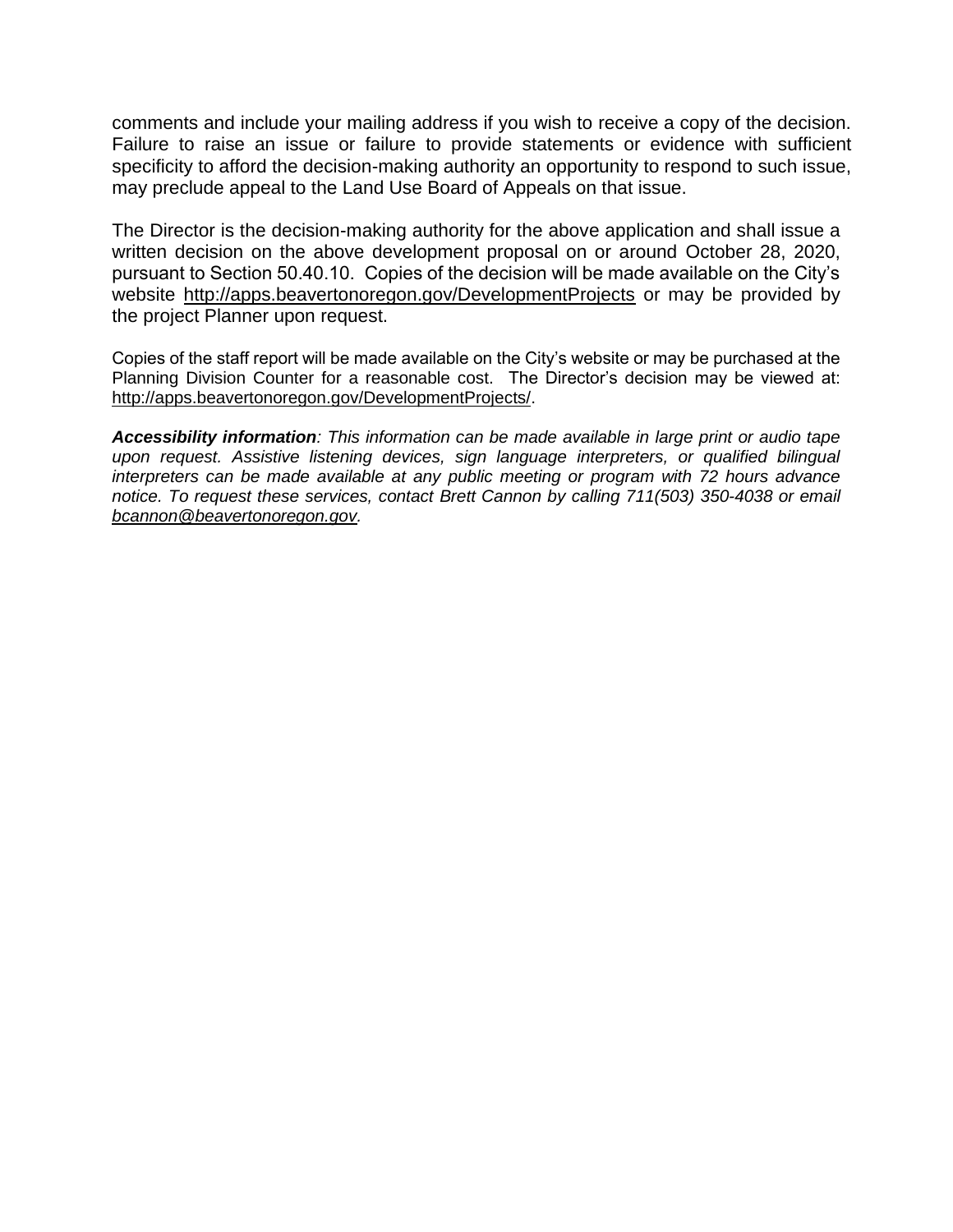comments and include your mailing address if you wish to receive a copy of the decision. Failure to raise an issue or failure to provide statements or evidence with sufficient specificity to afford the decision-making authority an opportunity to respond to such issue, may preclude appeal to the Land Use Board of Appeals on that issue.

The Director is the decision-making authority for the above application and shall issue a written decision on the above development proposal on or around October 28, 2020, pursuant to Section 50.40.10. Copies of the decision will be made available on the City's website http://apps.beavertonoregon.gov/DevelopmentProjects or may be provided by the project Planner upon request.

Copies of the staff report will be made available on the City's website or may be purchased at the Planning Division Counter for a reasonable cost. The Director's decision may be viewed at: http://apps.beavertonoregon.gov/DevelopmentProjects/.

***Accessibility information**: This information can be made available in large print or audio tape upon request. Assistive listening devices, sign language interpreters, or qualified bilingual interpreters can be made available at any public meeting or program with 72 hours advance notice. To request these services, contact Brett Cannon by calling 711(503) 350-4038 or email bcannon@beavertonoregon.gov.*